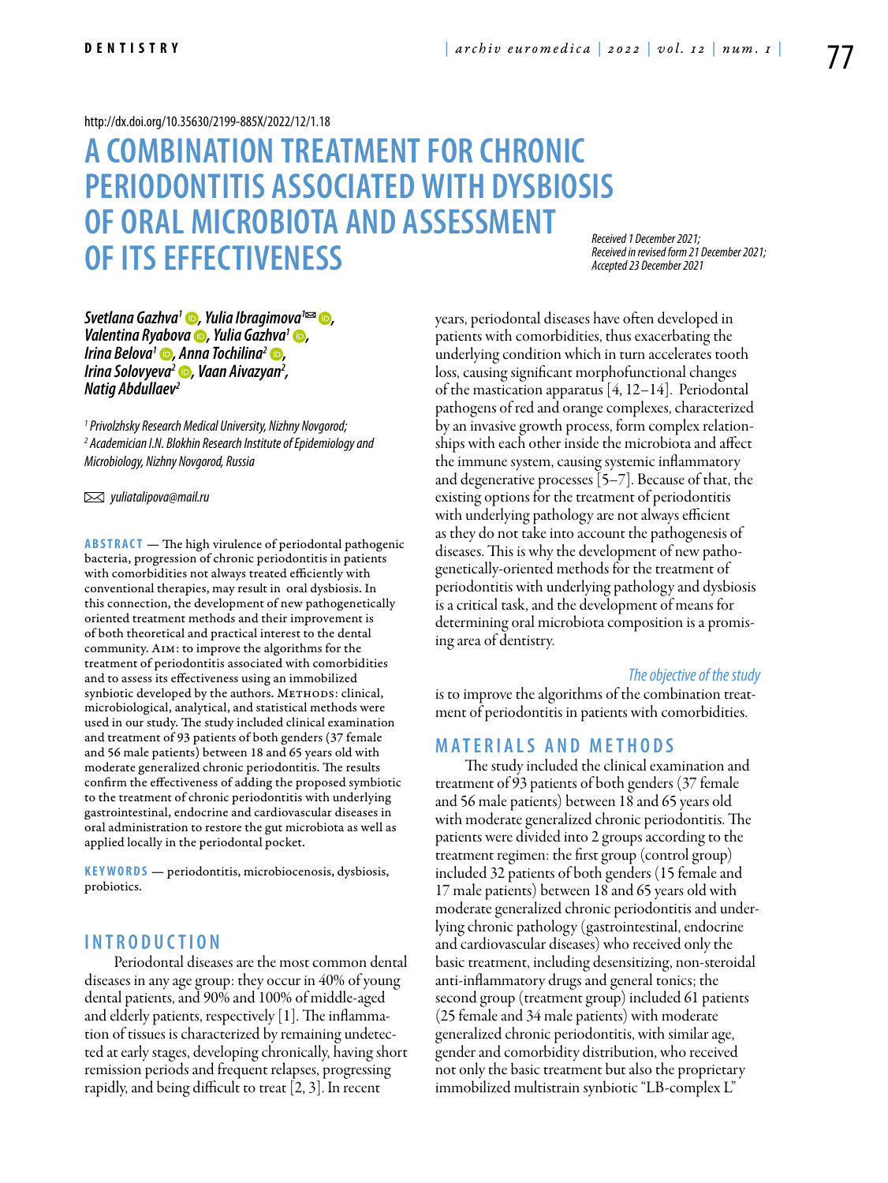http://dx.doi.org/10.35630/2199-885X/2022/12/1.18

# A COMBINATION TREATMENT FOR CHRONIC PERIODONTITIS ASSOCIATED WITH DYSBIOSIS OF ORAL MICROBIOTA AND ASSESSMENT OF ITS EFFECTIVENESS

*Received 1 December 2021; Received in revised form 21 December 2021; Accepted 23 December 2021*

***Svetlana Gazhva[1], Yulia Ibragimova[1], Valentina Ryabova, Yulia Gazhva[1], Irina Belova[1], Anna Tochilina[2], Irina Solovyeva[2], Vaan Aivazyan[2], Natig Abdullaev[2]***

*[1] Privolzhsky Research Medical University, Nizhny Novgorod;*
*[2] Academician I.N. Blokhin Research Institute of Epidemiology and Microbiology, Nizhny Novgorod, Russia*

*yuliatalipova@mail.ru*

**ABSTRACT** — The high virulence of periodontal pathogenic bacteria, progression of chronic periodontitis in patients with comorbidities not always treated efficiently with conventional therapies, may result in oral dysbiosis. In this connection, the development of new pathogenetically oriented treatment methods and their improvement is of both theoretical and practical interest to the dental community. Aim: to improve the algorithms for the treatment of periodontitis associated with comorbidities and to assess its effectiveness using an immobilized synbiotic developed by the authors. Methods: clinical, microbiological, analytical, and statistical methods were used in our study. The study included clinical examination and treatment of 93 patients of both genders (37 female and 56 male patients) between 18 and 65 years old with moderate generalized chronic periodontitis. The results confirm the effectiveness of adding the proposed symbiotic to the treatment of chronic periodontitis with underlying gastrointestinal, endocrine and cardiovascular diseases in oral administration to restore the gut microbiota as well as applied locally in the periodontal pocket.

**KEYWORDS** — periodontitis, microbiocenosis, dysbiosis, probiotics.

## INTRODUCTION

Periodontal diseases are the most common dental diseases in any age group: they occur in 40% of young dental patients, and 90% and 100% of middle-aged and elderly patients, respectively [1]. The inflammation of tissues is characterized by remaining undetected at early stages, developing chronically, having short remission periods and frequent relapses, progressing rapidly, and being difficult to treat [2, 3]. In recent years, periodontal diseases have often developed in patients with comorbidities, thus exacerbating the underlying condition which in turn accelerates tooth loss, causing significant morphofunctional changes of the mastication apparatus [4, 12–14]. Periodontal pathogens of red and orange complexes, characterized by an invasive growth process, form complex relationships with each other inside the microbiota and affect the immune system, causing systemic inflammatory and degenerative processes [5–7]. Because of that, the existing options for the treatment of periodontitis with underlying pathology are not always efficient as they do not take into account the pathogenesis of diseases. This is why the development of new pathogenetically-oriented methods for the treatment of periodontitis with underlying pathology and dysbiosis is a critical task, and the development of means for determining oral microbiota composition is a promising area of dentistry.

### *The objective of the study*

is to improve the algorithms of the combination treatment of periodontitis in patients with comorbidities.

## MATERIALS AND METHODS

The study included the clinical examination and treatment of 93 patients of both genders (37 female and 56 male patients) between 18 and 65 years old with moderate generalized chronic periodontitis. The patients were divided into 2 groups according to the treatment regimen: the first group (control group) included 32 patients of both genders (15 female and 17 male patients) between 18 and 65 years old with moderate generalized chronic periodontitis and underlying chronic pathology (gastrointestinal, endocrine and cardiovascular diseases) who received only the basic treatment, including desensitizing, non-steroidal anti-inflammatory drugs and general tonics; the second group (treatment group) included 61 patients (25 female and 34 male patients) with moderate generalized chronic periodontitis, with similar age, gender and comorbidity distribution, who received not only the basic treatment but also the proprietary immobilized multistrain synbiotic "LB-complex L"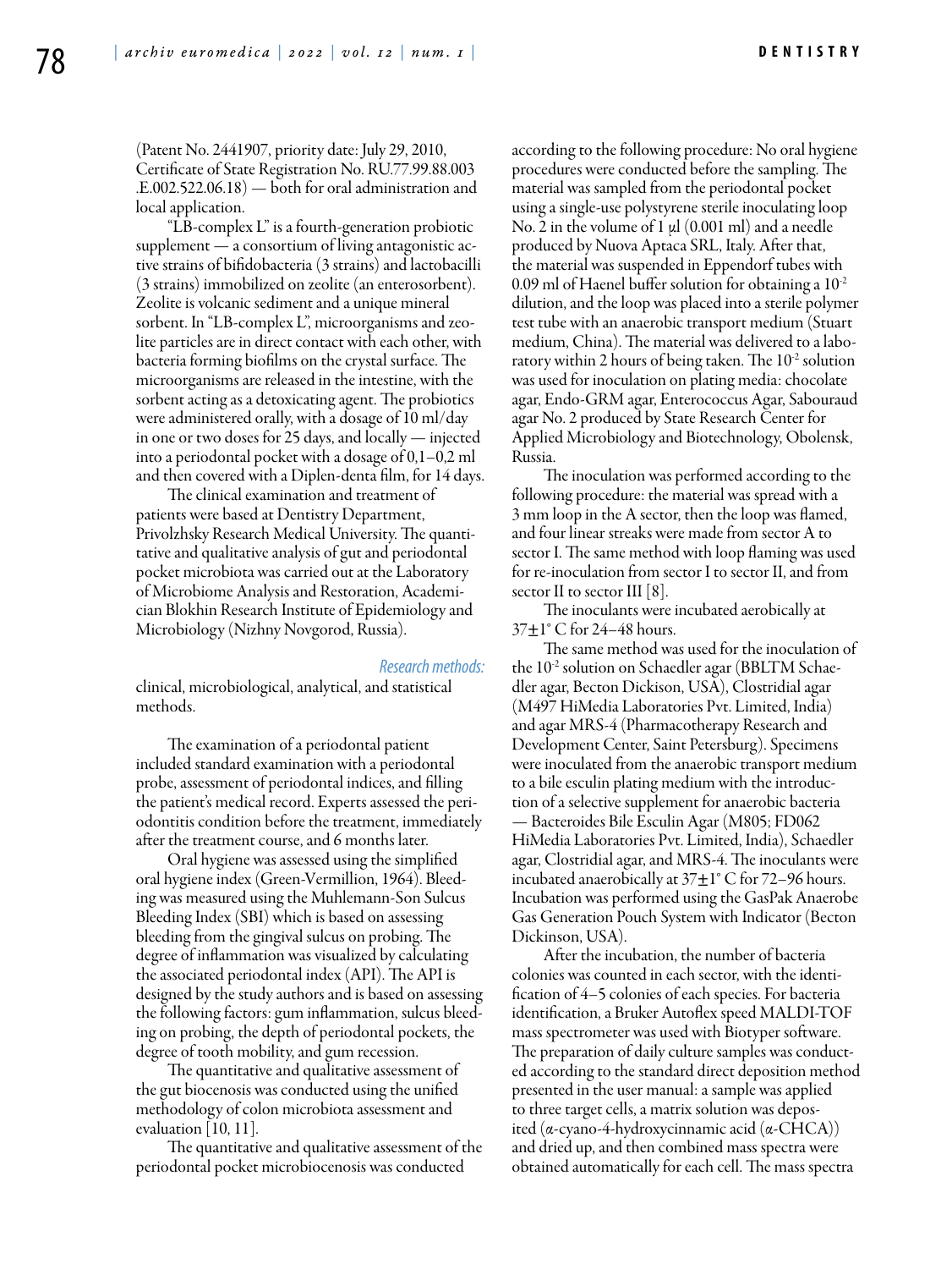(Patent No. 2441907, priority date: July 29, 2010, Certificate of State Registration No. RU.77.99.88.003 .E.002.522.06.18) — both for oral administration and local application.

"LB-complex L" is a fourth-generation probiotic supplement — a consortium of living antagonistic active strains of bifidobacteria (3 strains) and lactobacilli (3 strains) immobilized on zeolite (an enterosorbent). Zeolite is volcanic sediment and a unique mineral sorbent. In "LB-complex L", microorganisms and zeolite particles are in direct contact with each other, with bacteria forming biofilms on the crystal surface. The microorganisms are released in the intestine, with the sorbent acting as a detoxicating agent. The probiotics were administered orally, with a dosage of 10 ml/day in one or two doses for 25 days, and locally — injected into a periodontal pocket with a dosage of 0,1–0,2 ml and then covered with a Diplen-denta film, for 14 days.

The clinical examination and treatment of patients were based at Dentistry Department, Privolzhsky Research Medical University. The quantitative and qualitative analysis of gut and periodontal pocket microbiota was carried out at the Laboratory of Microbiome Analysis and Restoration, Academician Blokhin Research Institute of Epidemiology and Microbiology (Nizhny Novgorod, Russia).

*Research methods:* clinical, microbiological, analytical, and statistical methods.

The examination of a periodontal patient included standard examination with a periodontal probe, assessment of periodontal indices, and filling the patient's medical record. Experts assessed the periodontitis condition before the treatment, immediately after the treatment course, and 6 months later.

Oral hygiene was assessed using the simplified oral hygiene index (Green-Vermillion, 1964). Bleeding was measured using the Muhlemann-Son Sulcus Bleeding Index (SBI) which is based on assessing bleeding from the gingival sulcus on probing. The degree of inflammation was visualized by calculating the associated periodontal index (API). The API is designed by the study authors and is based on assessing the following factors: gum inflammation, sulcus bleeding on probing, the depth of periodontal pockets, the degree of tooth mobility, and gum recession.

The quantitative and qualitative assessment of the gut biocenosis was conducted using the unified methodology of colon microbiota assessment and evaluation [10, 11].

The quantitative and qualitative assessment of the periodontal pocket microbiocenosis was conducted according to the following procedure: No oral hygiene procedures were conducted before the sampling. The material was sampled from the periodontal pocket using a single-use polystyrene sterile inoculating loop No. 2 in the volume of 1 µl (0.001 ml) and a needle produced by Nuova Aptaca SRL, Italy. After that, the material was suspended in Eppendorf tubes with 0.09 ml of Haenel buffer solution for obtaining a $10^{-2}$ dilution, and the loop was placed into a sterile polymer test tube with an anaerobic transport medium (Stuart medium, China). The material was delivered to a laboratory within 2 hours of being taken. The $10^{-2}$ solution was used for inoculation on plating media: chocolate agar, Endo-GRM agar, Enterococcus Agar, Sabouraud agar No. 2 produced by State Research Center for Applied Microbiology and Biotechnology, Obolensk, Russia.

The inoculation was performed according to the following procedure: the material was spread with a 3 mm loop in the A sector, then the loop was flamed, and four linear streaks were made from sector A to sector I. The same method with loop flaming was used for re-inoculation from sector I to sector II, and from sector II to sector III [8].

The inoculants were incubated aerobically at 37±1° C for 24–48 hours.

The same method was used for the inoculation of the $10^{-2}$ solution on Schaedler agar (BBLTM Schaedler agar, Becton Dickinson, USA), Clostridial agar (M497 HiMedia Laboratories Pvt. Limited, India) and agar MRS-4 (Pharmacotherapy Research and Development Center, Saint Petersburg). Specimens were inoculated from the anaerobic transport medium to a bile esculin plating medium with the introduction of a selective supplement for anaerobic bacteria — Bacteroides Bile Esculin Agar (M805; FD062 HiMedia Laboratories Pvt. Limited, India), Schaedler agar, Clostridial agar, and MRS-4. The inoculants were incubated anaerobically at 37±1° C for 72–96 hours. Incubation was performed using the GasPak Anaerobe Gas Generation Pouch System with Indicator (Becton Dickinson, USA).

After the incubation, the number of bacteria colonies was counted in each sector, with the identification of 4–5 colonies of each species. For bacteria identification, a Bruker Autoflex speed MALDI-TOF mass spectrometer was used with Biotyper software. The preparation of daily culture samples was conducted according to the standard direct deposition method presented in the user manual: a sample was applied to three target cells, a matrix solution was deposited (α-cyano-4-hydroxycinnamic acid (α-CHCA)) and dried up, and then combined mass spectra were obtained automatically for each cell. The mass spectra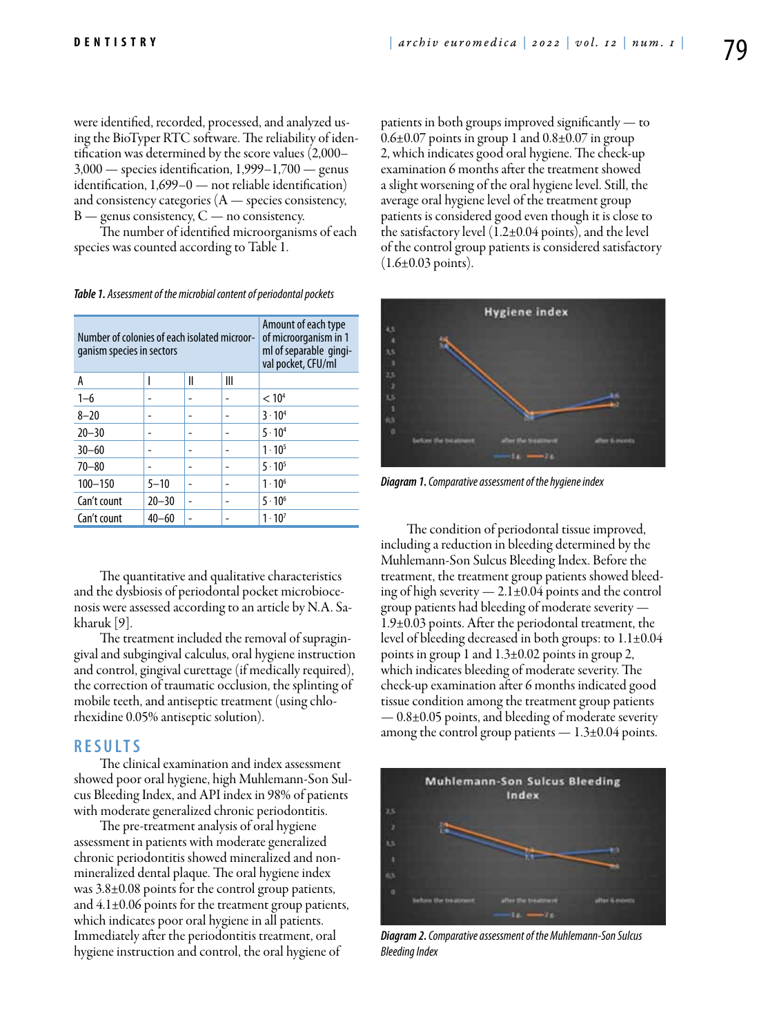were identified, recorded, processed, and analyzed using the BioTyper RTC software. The reliability of identification was determined by the score values (2,000–3,000 — species identification, 1,999–1,700 — genus identification, 1,699–0 — not reliable identification) and consistency categories (A — species consistency, B — genus consistency, C — no consistency.

The number of identified microorganisms of each species was counted according to Table 1.

*Table 1. Assessment of the microbial content of periodontal pockets*

| Number of colonies of each isolated microorganism species in sectors | | | | Amount of each type of microorganism in 1 ml of separable gingival pocket, CFU/ml |
|---|---|---|---|---|
| A | I | II | III | |
| 1–6 | - | - | - | $< 10^4$ |
| 8–20 | - | - | - | $3 \cdot 10^4$ |
| 20–30 | - | - | - | $5 \cdot 10^4$ |
| 30–60 | - | - | - | $1 \cdot 10^5$ |
| 70–80 | - | - | - | $5 \cdot 10^5$ |
| 100–150 | 5–10 | - | - | $1 \cdot 10^6$ |
| Can't count | 20–30 | - | - | $5 \cdot 10^6$ |
| Can't count | 40–60 | - | - | $1 \cdot 10^7$ |

The quantitative and qualitative characteristics and the dysbiosis of periodontal pocket microbiocenosis were assessed according to an article by N.A. Sakharuk [9].

The treatment included the removal of supragingival and subgingival calculus, oral hygiene instruction and control, gingival curettage (if medically required), the correction of traumatic occlusion, the splinting of mobile teeth, and antiseptic treatment (using chlorhexidine 0.05% antiseptic solution).

## RESULTS

The clinical examination and index assessment showed poor oral hygiene, high Muhlemann-Son Sulcus Bleeding Index, and API index in 98% of patients with moderate generalized chronic periodontitis.

The pre-treatment analysis of oral hygiene assessment in patients with moderate generalized chronic periodontitis showed mineralized and non-mineralized dental plaque. The oral hygiene index was 3.8±0.08 points for the control group patients, and 4.1±0.06 points for the treatment group patients, which indicates poor oral hygiene in all patients. Immediately after the periodontitis treatment, oral hygiene instruction and control, the oral hygiene of patients in both groups improved significantly — to 0.6±0.07 points in group 1 and 0.8±0.07 in group 2, which indicates good oral hygiene. The check-up examination 6 months after the treatment showed a slight worsening of the oral hygiene level. Still, the average oral hygiene level of the treatment group patients is considered good even though it is close to the satisfactory level (1.2±0.04 points), and the level of the control group patients is considered satisfactory (1.6±0.03 points).

*Diagram 1. Comparative assessment of the hygiene index*

The condition of periodontal tissue improved, including a reduction in bleeding determined by the Muhlemann-Son Sulcus Bleeding Index. Before the treatment, the treatment group patients showed bleeding of high severity — 2.1±0.04 points and the control group patients had bleeding of moderate severity — 1.9±0.03 points. After the periodontal treatment, the level of bleeding decreased in both groups: to 1.1±0.04 points in group 1 and 1.3±0.02 points in group 2, which indicates bleeding of moderate severity. The check-up examination after 6 months indicated good tissue condition among the treatment group patients — 0.8±0.05 points, and bleeding of moderate severity among the control group patients — 1.3±0.04 points.

*Diagram 2. Comparative assessment of the Muhlemann-Son Sulcus Bleeding Index*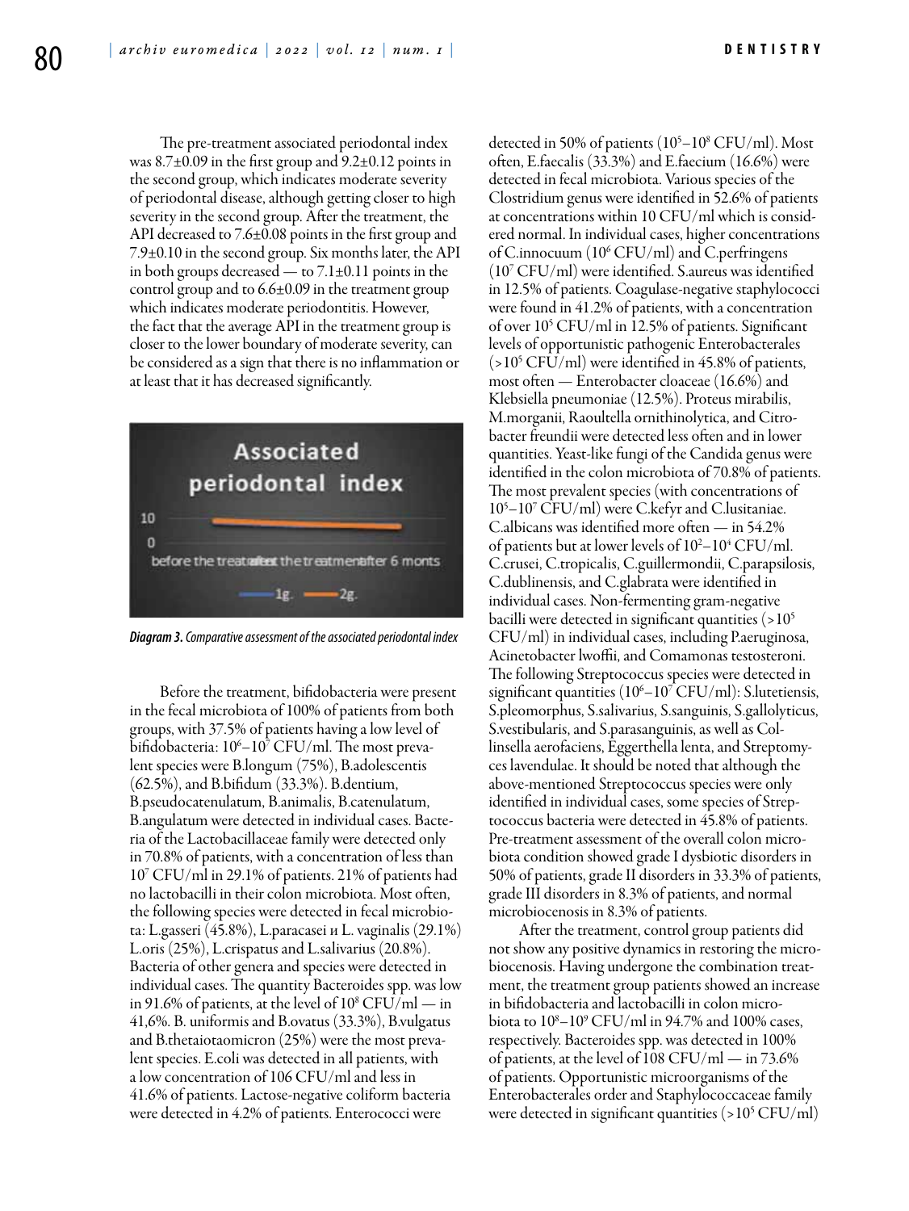The pre-treatment associated periodontal index was 8.7±0.09 in the first group and 9.2±0.12 points in the second group, which indicates moderate severity of periodontal disease, although getting closer to high severity in the second group. After the treatment, the API decreased to 7.6±0.08 points in the first group and 7.9±0.10 in the second group. Six months later, the API in both groups decreased — to 7.1±0.11 points in the control group and to 6.6±0.09 in the treatment group which indicates moderate periodontitis. However, the fact that the average API in the treatment group is closer to the lower boundary of moderate severity, can be considered as a sign that there is no inflammation or at least that it has decreased significantly.

*Diagram 3. Comparative assessment of the associated periodontal index*

Before the treatment, bifidobacteria were present in the fecal microbiota of 100% of patients from both groups, with 37.5% of patients having a low level of bifidobacteria: $10^6$–$10^7$ CFU/ml. The most prevalent species were B.longum (75%), B.adolescentis (62.5%), and B.bifidum (33.3%). B.dentium, B.pseudocatenulatum, B.animalis, B.catenulatum, B.angulatum were detected in individual cases. Bacteria of the Lactobacillaceae family were detected only in 70.8% of patients, with a concentration of less than $10^7$ CFU/ml in 29.1% of patients. 21% of patients had no lactobacilli in their colon microbiota. Most often, the following species were detected in fecal microbiota: L.gasseri (45.8%), L.paracasei и L. vaginalis (29.1%) L.oris (25%), L.crispatus and L.salivarius (20.8%). Bacteria of other genera and species were detected in individual cases. The quantity Bacteroides spp. was low in 91.6% of patients, at the level of $10^8$ CFU/ml — in 41,6%. B. uniformis and B.ovatus (33.3%), B.vulgatus and B.thetaiotaomicron (25%) were the most prevalent species. E.coli was detected in all patients, with a low concentration of 106 CFU/ml and less in 41.6% of patients. Lactose-negative coliform bacteria were detected in 4.2% of patients. Enterococci were detected in 50% of patients ($10^5$–$10^8$ CFU/ml). Most often, E.faecalis (33.3%) and E.faecium (16.6%) were detected in fecal microbiota. Various species of the Clostridium genus were identified in 52.6% of patients at concentrations within 10 CFU/ml which is considered normal. In individual cases, higher concentrations of C.innocuum ($10^6$ CFU/ml) and C.perfringens ($10^7$ CFU/ml) were identified. S.aureus was identified in 12.5% of patients. Coagulase-negative staphylococci were found in 41.2% of patients, with a concentration of over $10^5$ CFU/ml in 12.5% of patients. Significant levels of opportunistic pathogenic Enterobacterales (>$10^5$ CFU/ml) were identified in 45.8% of patients, most often — Enterobacter cloaceae (16.6%) and Klebsiella pneumoniae (12.5%). Proteus mirabilis, M.morganii, Raoultella ornithinolytica, and Citrobacter freundii were detected less often and in lower quantities. Yeast-like fungi of the Candida genus were identified in the colon microbiota of 70.8% of patients. The most prevalent species (with concentrations of $10^5$–$10^7$ CFU/ml) were C.kefyr and C.lusitaniae. C.albicans was identified more often — in 54.2% of patients but at lower levels of $10^2$–$10^4$ CFU/ml. C.crusei, C.tropicalis, C.guillermondii, C.parapsilosis, C.dublinensis, and C.glabrata were identified in individual cases. Non-fermenting gram-negative bacilli were detected in significant quantities (>$10^5$ CFU/ml) in individual cases, including P.aeruginosa, Acinetobacter lwoffii, and Comamonas testosteroni. The following Streptococcus species were detected in significant quantities ($10^6$–$10^7$ CFU/ml): S.lutetiensis, S.pleomorphus, S.salivarius, S.sanguinis, S.gallolyticus, S.vestibularis, and S.parasanguinis, as well as Collinsella aerofaciens, Eggerthella lenta, and Streptomyces lavendulae. It should be noted that although the above-mentioned Streptococcus species were only identified in individual cases, some species of Streptococcus bacteria were detected in 45.8% of patients. Pre-treatment assessment of the overall colon microbiota condition showed grade I dysbiotic disorders in 50% of patients, grade II disorders in 33.3% of patients, grade III disorders in 8.3% of patients, and normal microbiocenosis in 8.3% of patients.

After the treatment, control group patients did not show any positive dynamics in restoring the microbiocenosis. Having undergone the combination treatment, the treatment group patients showed an increase in bifidobacteria and lactobacilli in colon microbiota to $10^8$–$10^9$ CFU/ml in 94.7% and 100% cases, respectively. Bacteroides spp. was detected in 100% of patients, at the level of 108 CFU/ml — in 73.6% of patients. Opportunistic microorganisms of the Enterobacterales order and Staphylococcaceae family were detected in significant quantities (>$10^5$ CFU/ml)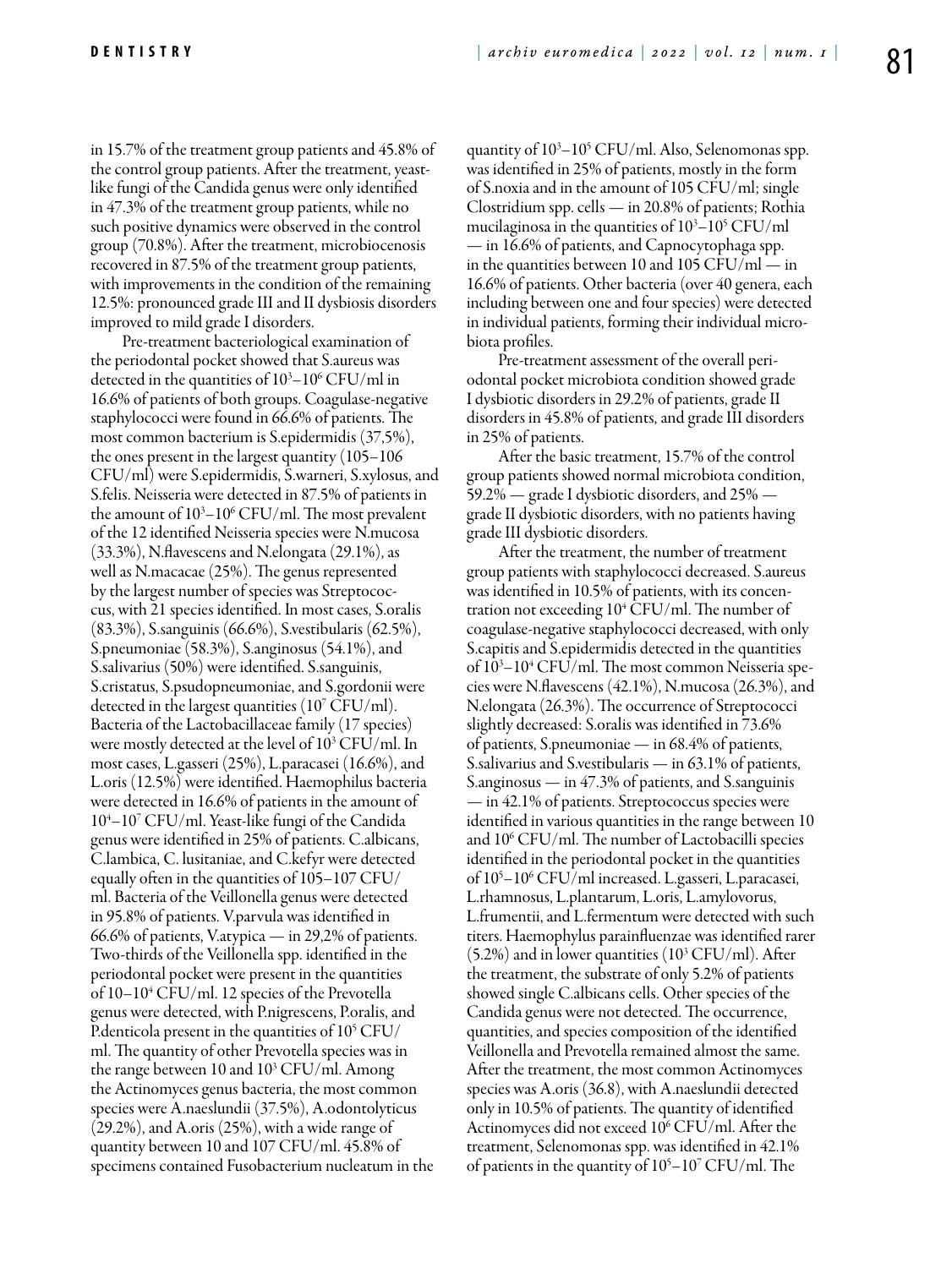in 15.7% of the treatment group patients and 45.8% of the control group patients. After the treatment, yeast-like fungi of the Candida genus were only identified in 47.3% of the treatment group patients, while no such positive dynamics were observed in the control group (70.8%). After the treatment, microbiocenosis recovered in 87.5% of the treatment group patients, with improvements in the condition of the remaining 12.5%: pronounced grade III and II dysbiosis disorders improved to mild grade I disorders.

Pre-treatment bacteriological examination of the periodontal pocket showed that S.aureus was detected in the quantities of $10^3$–$10^6$ CFU/ml in 16.6% of patients of both groups. Coagulase-negative staphylococci were found in 66.6% of patients. The most common bacterium is S.epidermidis (37,5%), the ones present in the largest quantity (105–106 CFU/ml) were S.epidermidis, S.warneri, S.xylosus, and S.felis. Neisseria were detected in 87.5% of patients in the amount of $10^3$–$10^6$ CFU/ml. The most prevalent of the 12 identified Neisseria species were N.mucosa (33.3%), N.flavescens and N.elongata (29.1%), as well as N.macacae (25%). The genus represented by the largest number of species was Streptococcus, with 21 species identified. In most cases, S.oralis (83.3%), S.sanguinis (66.6%), S.vestibularis (62.5%), S.pneumoniae (58.3%), S.anginosus (54.1%), and S.salivarius (50%) were identified. S.sanguinis, S.cristatus, S.psudopneumoniae, and S.gordonii were detected in the largest quantities ($10^7$ CFU/ml). Bacteria of the Lactobacillaceae family (17 species) were mostly detected at the level of $10^3$ CFU/ml. In most cases, L.gasseri (25%), L.paracasei (16.6%), and L.oris (12.5%) were identified. Haemophilus bacteria were detected in 16.6% of patients in the amount of $10^4$–$10^7$ CFU/ml. Yeast-like fungi of the Candida genus were identified in 25% of patients. C.albicans, C.lambica, C. lusitaniae, and C.kefyr were detected equally often in the quantities of 105–107 CFU/ml. Bacteria of the Veillonella genus were detected in 95.8% of patients. V.parvula was identified in 66.6% of patients, V.atypica — in 29,2% of patients. Two-thirds of the Veillonella spp. identified in the periodontal pocket were present in the quantities of 10–$10^4$ CFU/ml. 12 species of the Prevotella genus were detected, with P.nigrescens, P.oralis, and P.denticola present in the quantities of $10^5$ CFU/ml. The quantity of other Prevotella species was in the range between 10 and $10^3$ CFU/ml. Among the Actinomyces genus bacteria, the most common species were A.naeslundii (37.5%), A.odontolyticus (29.2%), and A.oris (25%), with a wide range of quantity between 10 and 107 CFU/ml. 45.8% of specimens contained Fusobacterium nucleatum in the quantity of $10^3$–$10^5$ CFU/ml. Also, Selenomonas spp. was identified in 25% of patients, mostly in the form of S.noxia and in the amount of 105 CFU/ml; single Clostridium spp. cells — in 20.8% of patients; Rothia mucilaginosa in the quantities of $10^3$–$10^5$ CFU/ml — in 16.6% of patients, and Capnocytophaga spp. in the quantities between 10 and 105 CFU/ml — in 16.6% of patients. Other bacteria (over 40 genera, each including between one and four species) were detected in individual patients, forming their individual microbiota profiles.

Pre-treatment assessment of the overall periodontal pocket microbiota condition showed grade I dysbiotic disorders in 29.2% of patients, grade II disorders in 45.8% of patients, and grade III disorders in 25% of patients.

After the basic treatment, 15.7% of the control group patients showed normal microbiota condition, 59.2% — grade I dysbiotic disorders, and 25% — grade II dysbiotic disorders, with no patients having grade III dysbiotic disorders.

After the treatment, the number of treatment group patients with staphylococci decreased. S.aureus was identified in 10.5% of patients, with its concentration not exceeding $10^4$ CFU/ml. The number of coagulase-negative staphylococci decreased, with only S.capitis and S.epidermidis detected in the quantities of $10^3$–$10^4$ CFU/ml. The most common Neisseria species were N.flavescens (42.1%), N.mucosa (26.3%), and N.elongata (26.3%). The occurrence of Streptococci slightly decreased: S.oralis was identified in 73.6% of patients, S.pneumoniae — in 68.4% of patients, S.salivarius and S.vestibularis — in 63.1% of patients, S.anginosus — in 47.3% of patients, and S.sanguinis — in 42.1% of patients. Streptococcus species were identified in various quantities in the range between 10 and $10^6$ CFU/ml. The number of Lactobacilli species identified in the periodontal pocket in the quantities of $10^5$–$10^6$ CFU/ml increased. L.gasseri, L.paracasei, L.rhamnosus, L.plantarum, L.oris, L.amylovorus, L.frumentii, and L.fermentum were detected with such titers. Haemophylus parainfluenzae was identified rarer (5.2%) and in lower quantities ($10^3$ CFU/ml). After the treatment, the substrate of only 5.2% of patients showed single C.albicans cells. Other species of the Candida genus were not detected. The occurrence, quantities, and species composition of the identified Veillonella and Prevotella remained almost the same. After the treatment, the most common Actinomyces species was A.oris (36.8), with A.naeslundii detected only in 10.5% of patients. The quantity of identified Actinomyces did not exceed $10^6$ CFU/ml. After the treatment, Selenomonas spp. was identified in 42.1% of patients in the quantity of $10^5$–$10^7$ CFU/ml. The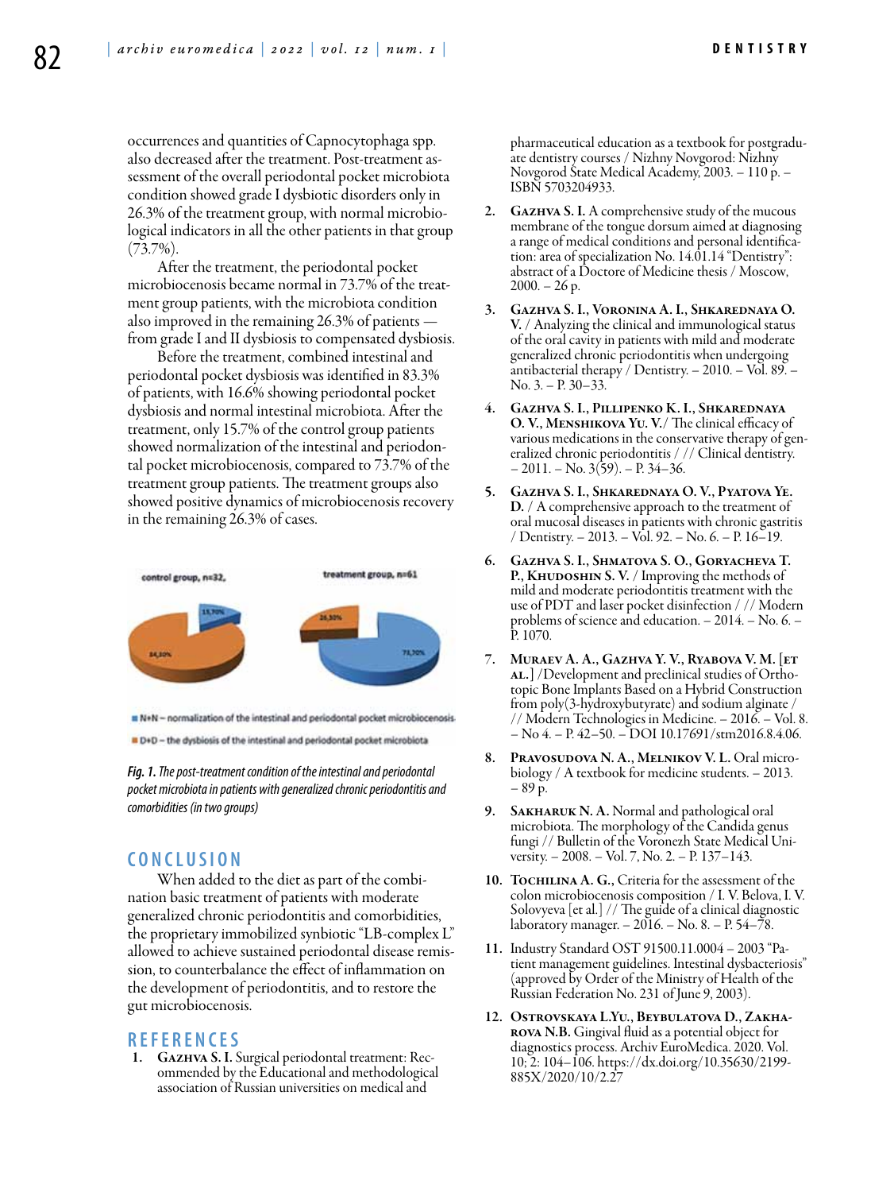occurrences and quantities of Capnocytophaga spp. also decreased after the treatment. Post-treatment assessment of the overall periodontal pocket microbiota condition showed grade I dysbiotic disorders only in 26.3% of the treatment group, with normal microbiological indicators in all the other patients in that group (73.7%).

After the treatment, the periodontal pocket microbiocenosis became normal in 73.7% of the treatment group patients, with the microbiota condition also improved in the remaining 26.3% of patients — from grade I and II dysbiosis to compensated dysbiosis.

Before the treatment, combined intestinal and periodontal pocket dysbiosis was identified in 83.3% of patients, with 16.6% showing periodontal pocket dysbiosis and normal intestinal microbiota. After the treatment, only 15.7% of the control group patients showed normalization of the intestinal and periodontal pocket microbiocenosis, compared to 73.7% of the treatment group patients. The treatment groups also showed positive dynamics of microbiocenosis recovery in the remaining 26.3% of cases.

control group, n=32, treatment group, n=61

15,70% 84,30% 26,30% 73,70%

N+N – normalization of the intestinal and periodontal pocket microbiocenosis

D+D – the dysbiosis of the intestinal and periodontal pocket microbiota

*Fig. 1. The post-treatment condition of the intestinal and periodontal pocket microbiota in patients with generalized chronic periodontitis and comorbidities (in two groups)*

## CONCLUSION

When added to the diet as part of the combination basic treatment of patients with moderate generalized chronic periodontitis and comorbidities, the proprietary immobilized synbiotic "LB-complex L" allowed to achieve sustained periodontal disease remission, to counterbalance the effect of inflammation on the development of periodontitis, and to restore the gut microbiocenosis.

## REFERENCES

1. **Gazhva S. I.** Surgical periodontal treatment: Recommended by the Educational and methodological association of Russian universities on medical and pharmaceutical education as a textbook for postgraduate dentistry courses / Nizhny Novgorod: Nizhny Novgorod State Medical Academy, 2003. – 110 p. – ISBN 5703204933.
2. **Gazhva S. I.** A comprehensive study of the mucous membrane of the tongue dorsum aimed at diagnosing a range of medical conditions and personal identification: area of specialization No. 14.01.14 "Dentistry": abstract of a Doctore of Medicine thesis / Moscow, 2000. – 26 p.
3. **Gazhva S. I., Voronina A. I., Shkarednaya O. V.** / Analyzing the clinical and immunological status of the oral cavity in patients with mild and moderate generalized chronic periodontitis when undergoing antibacterial therapy / Dentistry. – 2010. – Vol. 89. – No. 3. – P. 30–33.
4. **Gazhva S. I., Pillipenko K. I., Shkarednaya O. V., Menshikova Yu. V.**/ The clinical efficacy of various medications in the conservative therapy of generalized chronic periodontitis / // Clinical dentistry. – 2011. – No. 3(59). – P. 34–36.
5. **Gazhva S. I., Shkarednaya O. V., Pyatova Ye. D.** / A comprehensive approach to the treatment of oral mucosal diseases in patients with chronic gastritis / Dentistry. – 2013. – Vol. 92. – No. 6. – P. 16–19.
6. **Gazhva S. I., Shmatova S. O., Goryacheva T. P., Khudoshin S. V.** / Improving the methods of mild and moderate periodontitis treatment with the use of PDT and laser pocket disinfection / // Modern problems of science and education. – 2014. – No. 6. – P. 1070.
7. **Muraev A. A., Gazhva Y. V., Ryabova V. M. [et al.]** /Development and preclinical studies of Orthotopic Bone Implants Based on a Hybrid Construction from poly(3-hydroxybutyrate) and sodium alginate / // Modern Technologies in Medicine. – 2016. – Vol. 8. – No 4. – P. 42–50. – DOI 10.17691/stm2016.8.4.06.
8. **Pravosudova N. A., Melnikov V. L.** Oral microbiology / A textbook for medicine students. – 2013. – 89 p.
9. **Sakharuk N. A.** Normal and pathological oral microbiota. The morphology of the Candida genus fungi // Bulletin of the Voronezh State Medical University. – 2008. – Vol. 7, No. 2. – P. 137–143.
10. **Tochilina A. G.**, Criteria for the assessment of the colon microbiocenosis composition / I. V. Belova, I. V. Solovyeva [et al.] // The guide of a clinical diagnostic laboratory manager. – 2016. – No. 8. – P. 54–78.
11. Industry Standard OST 91500.11.0004 – 2003 "Patient management guidelines. Intestinal dysbacteriosis" (approved by Order of the Ministry of Health of the Russian Federation No. 231 of June 9, 2003).
12. **Ostrovskaya L.Yu., Beybulatova D., Zakharova N.B.** Gingival fluid as a potential object for diagnostics process. Archiv EuroMedica. 2020. Vol. 10; 2: 104–106. https://dx.doi.org/10.35630/2199-885X/2020/10/2.27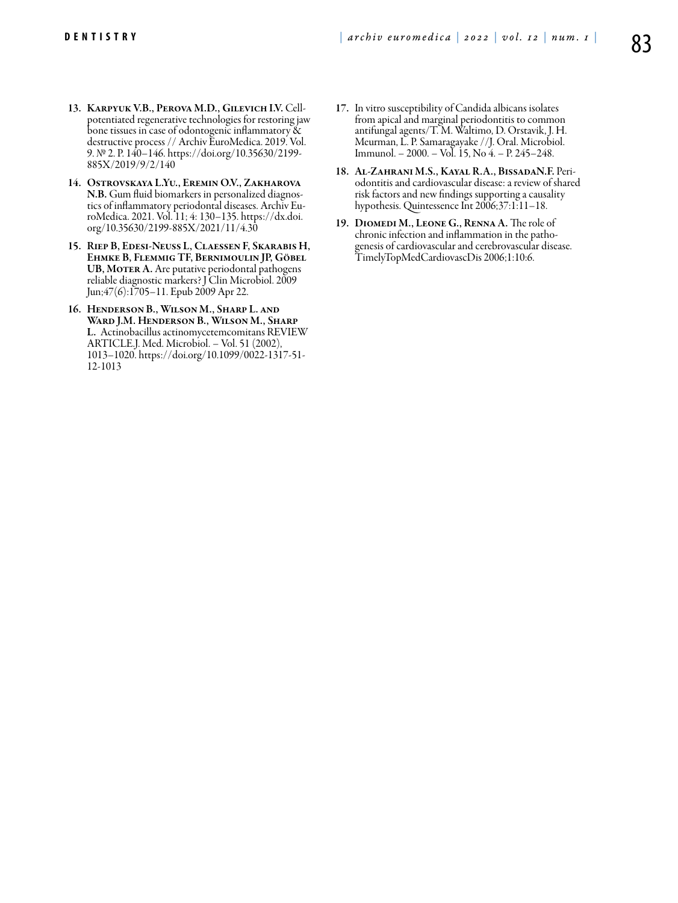13. **Karpyuk V.B., Perova M.D., Gilevich I.V.** Cell-potentiated regenerative technologies for restoring jaw bone tissues in case of odontogenic inflammatory & destructive process // Archiv EuroMedica. 2019. Vol. 9. № 2. P. 140–146. https://doi.org/10.35630/2199-885X/2019/9/2/140

14. **Ostrovskaya L.Yu., Eremin O.V., Zakharova N.B.** Gum fluid biomarkers in personalized diagnostics of inflammatory periodontal diseases. Archiv EuroMedica. 2021. Vol. 11; 4: 130–135. https://dx.doi.org/10.35630/2199-885X/2021/11/4.30

15. **Riep B, Edesi-Neuss L, Claessen F, Skarabis H, Ehmke B, Flemmig TF, Bernimoulin JP, Göbel UB, Moter A.** Are putative periodontal pathogens reliable diagnostic markers? J Clin Microbiol. 2009 Jun;47(6):1705–11. Epub 2009 Apr 22.

16. **Henderson B., Wilson M., Sharp L. and Ward J.M. Henderson B., Wilson M., Sharp L.** Actinobacillus actinomycetemcomitans REVIEW ARTICLE.J. Med. Microbiol. – Vol. 51 (2002), 1013–1020. https://doi.org/10.1099/0022-1317-51-12-1013

17. In vitro susceptibility of Candida albicans isolates from apical and marginal periodontitis to common antifungal agents/T. M. Waltimo, D. Orstavik, J. H. Meurman, L. P. Samaragayake //J. Oral. Microbiol. Immunol. – 2000. – Vol. 15, No 4. – P. 245–248.

18. **Al-Zahrani M.S., Kayal R.A., BissadaN.F.** Periodontitis and cardiovascular disease: a review of shared risk factors and new findings supporting a causality hypothesis. Quintessence Int 2006;37:1:11–18.

19. **Diomedi M., Leone G., Renna A.** The role of chronic infection and inflammation in the pathogenesis of cardiovascular and cerebrovascular disease. TimelyTopMedCardiovascDis 2006;1:10:6.